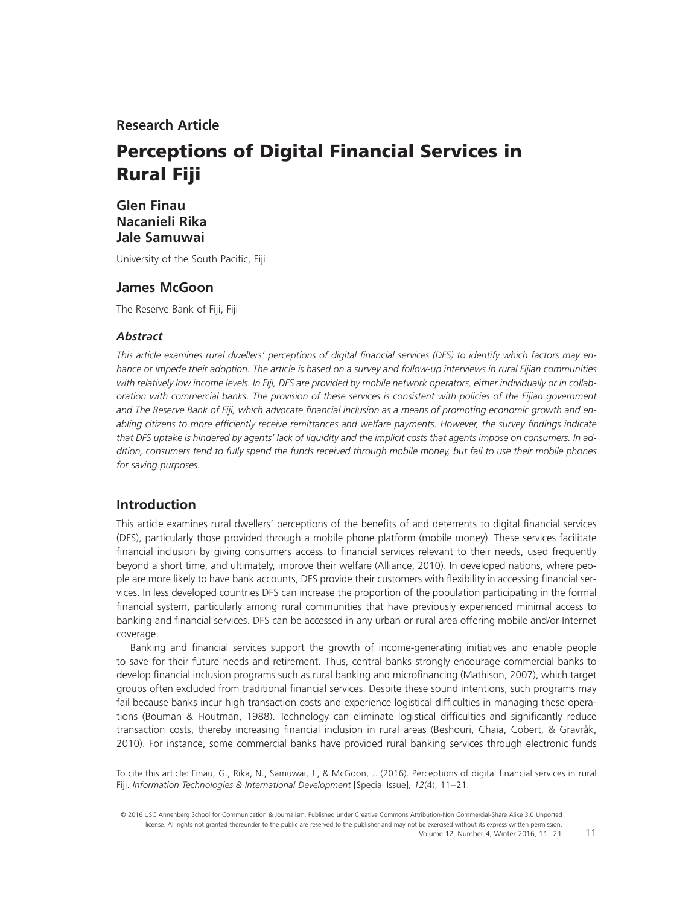**Research Article**

# Perceptions of Digital Financial Services in Rural Fiji

**Glen Finau**
**Nacanieli Rika**
**Jale Samuwai**

University of the South Pacific, Fiji

**James McGoon**

The Reserve Bank of Fiji, Fiji

### *Abstract*

*This article examines rural dwellers' perceptions of digital financial services (DFS) to identify which factors may enhance or impede their adoption. The article is based on a survey and follow-up interviews in rural Fijian communities with relatively low income levels. In Fiji, DFS are provided by mobile network operators, either individually or in collaboration with commercial banks. The provision of these services is consistent with policies of the Fijian government and The Reserve Bank of Fiji, which advocate financial inclusion as a means of promoting economic growth and enabling citizens to more efficiently receive remittances and welfare payments. However, the survey findings indicate that DFS uptake is hindered by agents' lack of liquidity and the implicit costs that agents impose on consumers. In addition, consumers tend to fully spend the funds received through mobile money, but fail to use their mobile phones for saving purposes.*

## Introduction

This article examines rural dwellers' perceptions of the benefits of and deterrents to digital financial services (DFS), particularly those provided through a mobile phone platform (mobile money). These services facilitate financial inclusion by giving consumers access to financial services relevant to their needs, used frequently beyond a short time, and ultimately, improve their welfare (Alliance, 2010). In developed nations, where people are more likely to have bank accounts, DFS provide their customers with flexibility in accessing financial services. In less developed countries DFS can increase the proportion of the population participating in the formal financial system, particularly among rural communities that have previously experienced minimal access to banking and financial services. DFS can be accessed in any urban or rural area offering mobile and/or Internet coverage.

Banking and financial services support the growth of income-generating initiatives and enable people to save for their future needs and retirement. Thus, central banks strongly encourage commercial banks to develop financial inclusion programs such as rural banking and microfinancing (Mathison, 2007), which target groups often excluded from traditional financial services. Despite these sound intentions, such programs may fail because banks incur high transaction costs and experience logistical difficulties in managing these operations (Bouman & Houtman, 1988). Technology can eliminate logistical difficulties and significantly reduce transaction costs, thereby increasing financial inclusion in rural areas (Beshouri, Chaia, Cobert, & Gravråk, 2010). For instance, some commercial banks have provided rural banking services through electronic funds

---

To cite this article: Finau, G., Rika, N., Samuwai, J., & McGoon, J. (2016). Perceptions of digital financial services in rural Fiji. *Information Technologies & International Development* [Special Issue], *12*(4), 11–21.

© 2016 USC Annenberg School for Communication & Journalism. Published under Creative Commons Attribution-Non Commercial-Share Alike 3.0 Unported license. All rights not granted thereunder to the public are reserved to the publisher and may not be exercised without its express written permission.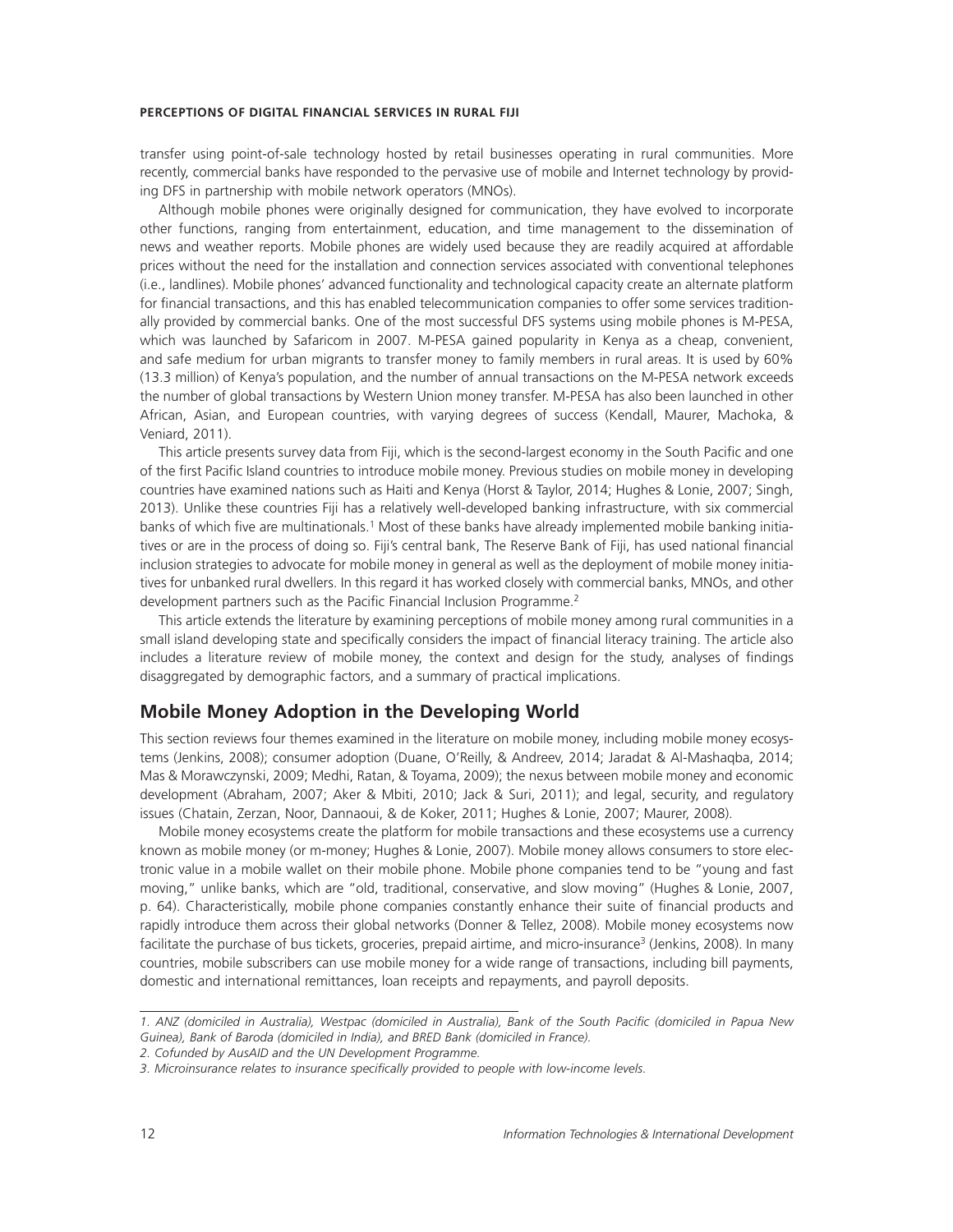transfer using point-of-sale technology hosted by retail businesses operating in rural communities. More recently, commercial banks have responded to the pervasive use of mobile and Internet technology by providing DFS in partnership with mobile network operators (MNOs).

Although mobile phones were originally designed for communication, they have evolved to incorporate other functions, ranging from entertainment, education, and time management to the dissemination of news and weather reports. Mobile phones are widely used because they are readily acquired at affordable prices without the need for the installation and connection services associated with conventional telephones (i.e., landlines). Mobile phones' advanced functionality and technological capacity create an alternate platform for financial transactions, and this has enabled telecommunication companies to offer some services traditionally provided by commercial banks. One of the most successful DFS systems using mobile phones is M-PESA, which was launched by Safaricom in 2007. M-PESA gained popularity in Kenya as a cheap, convenient, and safe medium for urban migrants to transfer money to family members in rural areas. It is used by 60% (13.3 million) of Kenya's population, and the number of annual transactions on the M-PESA network exceeds the number of global transactions by Western Union money transfer. M-PESA has also been launched in other African, Asian, and European countries, with varying degrees of success (Kendall, Maurer, Machoka, & Veniard, 2011).

This article presents survey data from Fiji, which is the second-largest economy in the South Pacific and one of the first Pacific Island countries to introduce mobile money. Previous studies on mobile money in developing countries have examined nations such as Haiti and Kenya (Horst & Taylor, 2014; Hughes & Lonie, 2007; Singh, 2013). Unlike these countries Fiji has a relatively well-developed banking infrastructure, with six commercial banks of which five are multinationals.[1] Most of these banks have already implemented mobile banking initiatives or are in the process of doing so. Fiji's central bank, The Reserve Bank of Fiji, has used national financial inclusion strategies to advocate for mobile money in general as well as the deployment of mobile money initiatives for unbanked rural dwellers. In this regard it has worked closely with commercial banks, MNOs, and other development partners such as the Pacific Financial Inclusion Programme.[2]

This article extends the literature by examining perceptions of mobile money among rural communities in a small island developing state and specifically considers the impact of financial literacy training. The article also includes a literature review of mobile money, the context and design for the study, analyses of findings disaggregated by demographic factors, and a summary of practical implications.

## Mobile Money Adoption in the Developing World

This section reviews four themes examined in the literature on mobile money, including mobile money ecosystems (Jenkins, 2008); consumer adoption (Duane, O'Reilly, & Andreev, 2014; Jaradat & Al-Mashaqba, 2014; Mas & Morawczynski, 2009; Medhi, Ratan, & Toyama, 2009); the nexus between mobile money and economic development (Abraham, 2007; Aker & Mbiti, 2010; Jack & Suri, 2011); and legal, security, and regulatory issues (Chatain, Zerzan, Noor, Dannaoui, & de Koker, 2011; Hughes & Lonie, 2007; Maurer, 2008).

Mobile money ecosystems create the platform for mobile transactions and these ecosystems use a currency known as mobile money (or m-money; Hughes & Lonie, 2007). Mobile money allows consumers to store electronic value in a mobile wallet on their mobile phone. Mobile phone companies tend to be "young and fast moving," unlike banks, which are "old, traditional, conservative, and slow moving" (Hughes & Lonie, 2007, p. 64). Characteristically, mobile phone companies constantly enhance their suite of financial products and rapidly introduce them across their global networks (Donner & Tellez, 2008). Mobile money ecosystems now facilitate the purchase of bus tickets, groceries, prepaid airtime, and micro-insurance[3] (Jenkins, 2008). In many countries, mobile subscribers can use mobile money for a wide range of transactions, including bill payments, domestic and international remittances, loan receipts and repayments, and payroll deposits.

---

*1. ANZ (domiciled in Australia), Westpac (domiciled in Australia), Bank of the South Pacific (domiciled in Papua New Guinea), Bank of Baroda (domiciled in India), and BRED Bank (domiciled in France).*

*2. Cofunded by AusAID and the UN Development Programme.*

*3. Microinsurance relates to insurance specifically provided to people with low-income levels.*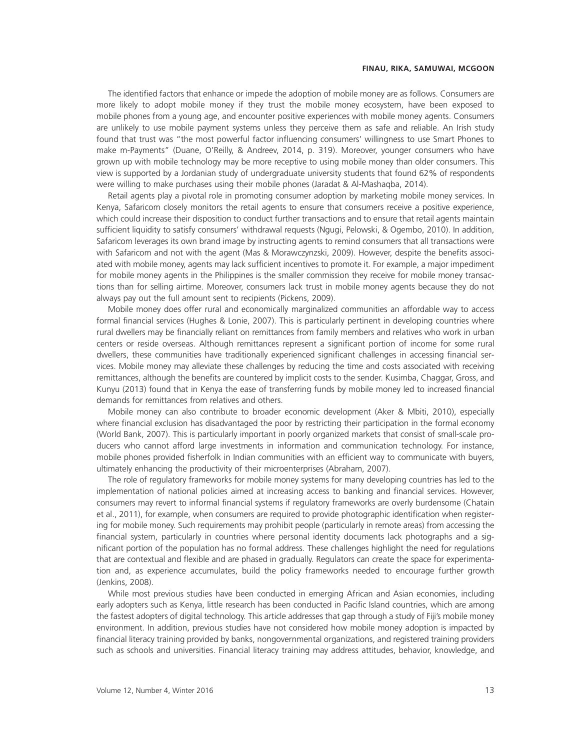The identified factors that enhance or impede the adoption of mobile money are as follows. Consumers are more likely to adopt mobile money if they trust the mobile money ecosystem, have been exposed to mobile phones from a young age, and encounter positive experiences with mobile money agents. Consumers are unlikely to use mobile payment systems unless they perceive them as safe and reliable. An Irish study found that trust was "the most powerful factor influencing consumers' willingness to use Smart Phones to make m-Payments" (Duane, O'Reilly, & Andreev, 2014, p. 319). Moreover, younger consumers who have grown up with mobile technology may be more receptive to using mobile money than older consumers. This view is supported by a Jordanian study of undergraduate university students that found 62% of respondents were willing to make purchases using their mobile phones (Jaradat & Al-Mashaqba, 2014).

Retail agents play a pivotal role in promoting consumer adoption by marketing mobile money services. In Kenya, Safaricom closely monitors the retail agents to ensure that consumers receive a positive experience, which could increase their disposition to conduct further transactions and to ensure that retail agents maintain sufficient liquidity to satisfy consumers' withdrawal requests (Ngugi, Pelowski, & Ogembo, 2010). In addition, Safaricom leverages its own brand image by instructing agents to remind consumers that all transactions were with Safaricom and not with the agent (Mas & Morawczynzski, 2009). However, despite the benefits associated with mobile money, agents may lack sufficient incentives to promote it. For example, a major impediment for mobile money agents in the Philippines is the smaller commission they receive for mobile money transactions than for selling airtime. Moreover, consumers lack trust in mobile money agents because they do not always pay out the full amount sent to recipients (Pickens, 2009).

Mobile money does offer rural and economically marginalized communities an affordable way to access formal financial services (Hughes & Lonie, 2007). This is particularly pertinent in developing countries where rural dwellers may be financially reliant on remittances from family members and relatives who work in urban centers or reside overseas. Although remittances represent a significant portion of income for some rural dwellers, these communities have traditionally experienced significant challenges in accessing financial services. Mobile money may alleviate these challenges by reducing the time and costs associated with receiving remittances, although the benefits are countered by implicit costs to the sender. Kusimba, Chaggar, Gross, and Kunyu (2013) found that in Kenya the ease of transferring funds by mobile money led to increased financial demands for remittances from relatives and others.

Mobile money can also contribute to broader economic development (Aker & Mbiti, 2010), especially where financial exclusion has disadvantaged the poor by restricting their participation in the formal economy (World Bank, 2007). This is particularly important in poorly organized markets that consist of small-scale producers who cannot afford large investments in information and communication technology. For instance, mobile phones provided fisherfolk in Indian communities with an efficient way to communicate with buyers, ultimately enhancing the productivity of their microenterprises (Abraham, 2007).

The role of regulatory frameworks for mobile money systems for many developing countries has led to the implementation of national policies aimed at increasing access to banking and financial services. However, consumers may revert to informal financial systems if regulatory frameworks are overly burdensome (Chatain et al., 2011), for example, when consumers are required to provide photographic identification when registering for mobile money. Such requirements may prohibit people (particularly in remote areas) from accessing the financial system, particularly in countries where personal identity documents lack photographs and a significant portion of the population has no formal address. These challenges highlight the need for regulations that are contextual and flexible and are phased in gradually. Regulators can create the space for experimentation and, as experience accumulates, build the policy frameworks needed to encourage further growth (Jenkins, 2008).

While most previous studies have been conducted in emerging African and Asian economies, including early adopters such as Kenya, little research has been conducted in Pacific Island countries, which are among the fastest adopters of digital technology. This article addresses that gap through a study of Fiji's mobile money environment. In addition, previous studies have not considered how mobile money adoption is impacted by financial literacy training provided by banks, nongovernmental organizations, and registered training providers such as schools and universities. Financial literacy training may address attitudes, behavior, knowledge, and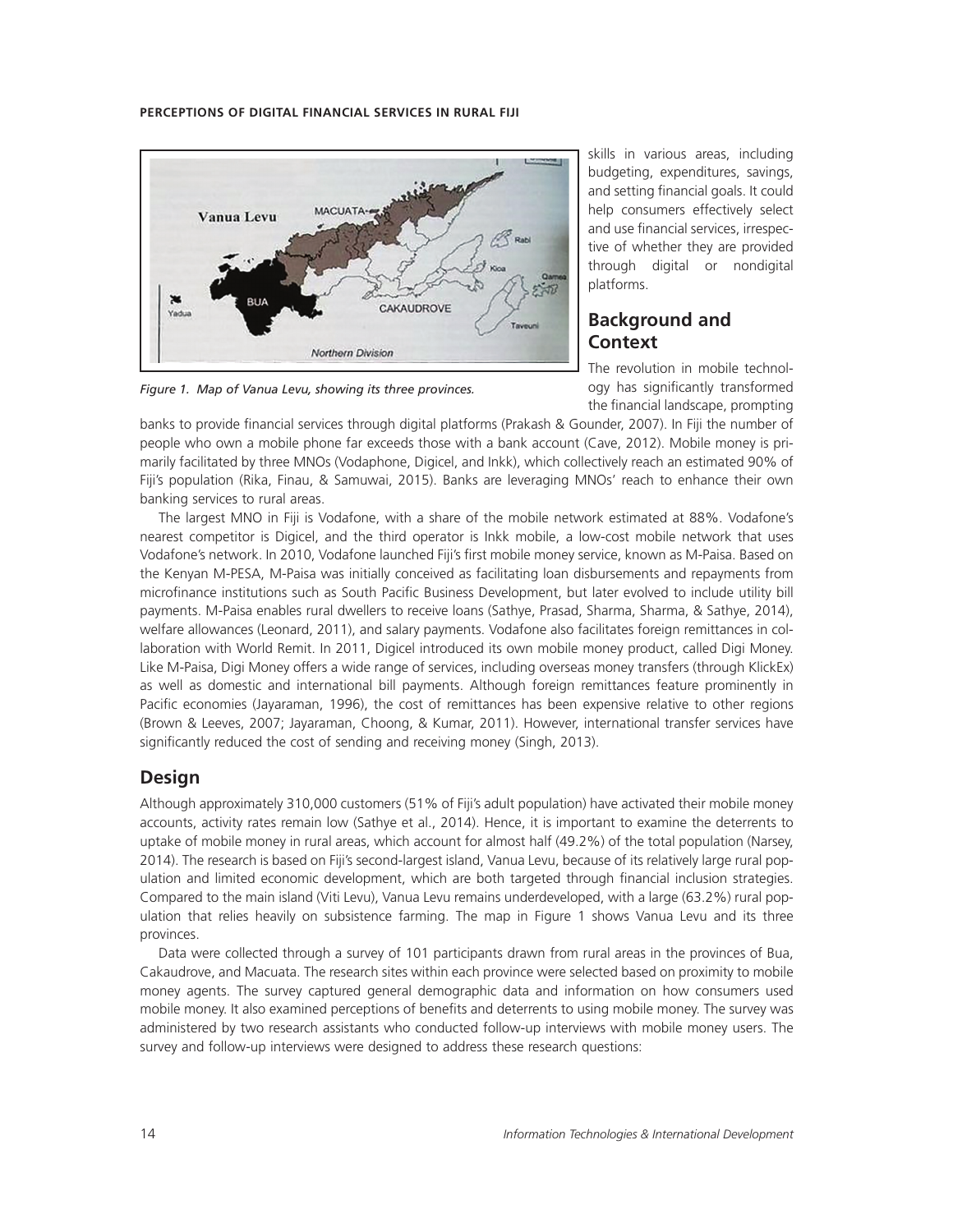skills in various areas, including budgeting, expenditures, savings, and setting financial goals. It could help consumers effectively select and use financial services, irrespective of whether they are provided through digital or nondigital platforms.

*Figure 1. Map of Vanua Levu, showing its three provinces.*

## Background and Context

The revolution in mobile technology has significantly transformed the financial landscape, prompting banks to provide financial services through digital platforms (Prakash & Gounder, 2007). In Fiji the number of people who own a mobile phone far exceeds those with a bank account (Cave, 2012). Mobile money is primarily facilitated by three MNOs (Vodaphone, Digicel, and Inkk), which collectively reach an estimated 90% of Fiji's population (Rika, Finau, & Samuwai, 2015). Banks are leveraging MNOs' reach to enhance their own banking services to rural areas.

The largest MNO in Fiji is Vodafone, with a share of the mobile network estimated at 88%. Vodafone's nearest competitor is Digicel, and the third operator is Inkk mobile, a low-cost mobile network that uses Vodafone's network. In 2010, Vodafone launched Fiji's first mobile money service, known as M-Paisa. Based on the Kenyan M-PESA, M-Paisa was initially conceived as facilitating loan disbursements and repayments from microfinance institutions such as South Pacific Business Development, but later evolved to include utility bill payments. M-Paisa enables rural dwellers to receive loans (Sathye, Prasad, Sharma, Sharma, & Sathye, 2014), welfare allowances (Leonard, 2011), and salary payments. Vodafone also facilitates foreign remittances in collaboration with World Remit. In 2011, Digicel introduced its own mobile money product, called Digi Money. Like M-Paisa, Digi Money offers a wide range of services, including overseas money transfers (through KlickEx) as well as domestic and international bill payments. Although foreign remittances feature prominently in Pacific economies (Jayaraman, 1996), the cost of remittances has been expensive relative to other regions (Brown & Leeves, 2007; Jayaraman, Choong, & Kumar, 2011). However, international transfer services have significantly reduced the cost of sending and receiving money (Singh, 2013).

## Design

Although approximately 310,000 customers (51% of Fiji's adult population) have activated their mobile money accounts, activity rates remain low (Sathye et al., 2014). Hence, it is important to examine the deterrents to uptake of mobile money in rural areas, which account for almost half (49.2%) of the total population (Narsey, 2014). The research is based on Fiji's second-largest island, Vanua Levu, because of its relatively large rural population and limited economic development, which are both targeted through financial inclusion strategies. Compared to the main island (Viti Levu), Vanua Levu remains underdeveloped, with a large (63.2%) rural population that relies heavily on subsistence farming. The map in Figure 1 shows Vanua Levu and its three provinces.

Data were collected through a survey of 101 participants drawn from rural areas in the provinces of Bua, Cakaudrove, and Macuata. The research sites within each province were selected based on proximity to mobile money agents. The survey captured general demographic data and information on how consumers used mobile money. It also examined perceptions of benefits and deterrents to using mobile money. The survey was administered by two research assistants who conducted follow-up interviews with mobile money users. The survey and follow-up interviews were designed to address these research questions: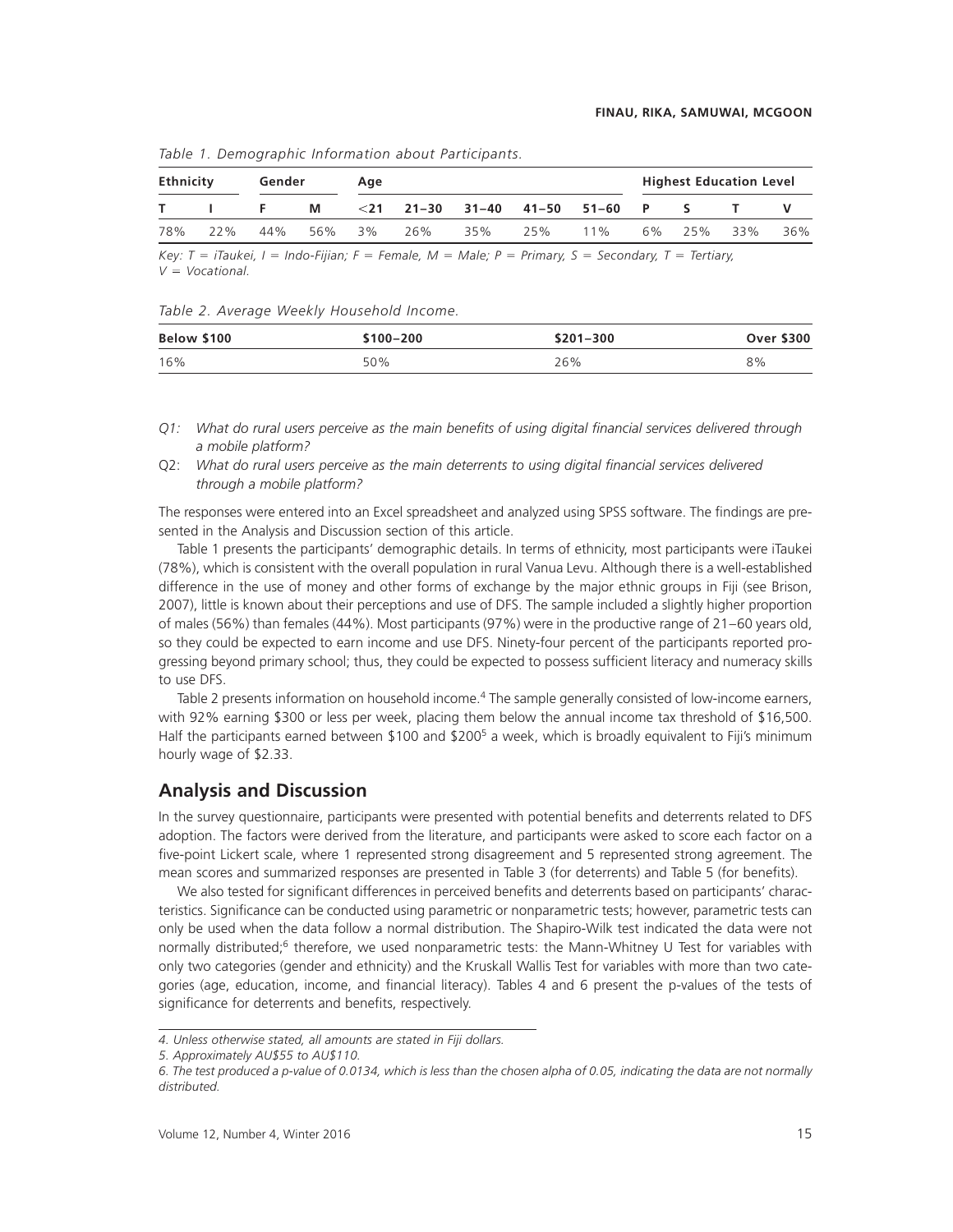*Table 1. Demographic Information about Participants.*

| Ethnicity | | Gender | | Age | | | | | Highest Education Level | | | |
|---|---|---|---|---|---|---|---|---|---|---|---|---|
| T | I | F | M | <21 | 21–30 | 31–40 | 41–50 | 51–60 | P | S | T | V |
| 78% | 22% | 44% | 56% | 3% | 26% | 35% | 25% | 11% | 6% | 25% | 33% | 36% |

*Key: T = iTaukei, I = Indo-Fijian; F = Female, M = Male; P = Primary, S = Secondary, T = Tertiary, V = Vocational.*

*Table 2. Average Weekly Household Income.*

| Below $100 | $100–200 | $201–300 | Over $300 |
|---|---|---|---|
| 16% | 50% | 26% | 8% |

*Q1: What do rural users perceive as the main benefits of using digital financial services delivered through a mobile platform?*

Q2: *What do rural users perceive as the main deterrents to using digital financial services delivered through a mobile platform?*

The responses were entered into an Excel spreadsheet and analyzed using SPSS software. The findings are presented in the Analysis and Discussion section of this article.

Table 1 presents the participants' demographic details. In terms of ethnicity, most participants were iTaukei (78%), which is consistent with the overall population in rural Vanua Levu. Although there is a well-established difference in the use of money and other forms of exchange by the major ethnic groups in Fiji (see Brison, 2007), little is known about their perceptions and use of DFS. The sample included a slightly higher proportion of males (56%) than females (44%). Most participants (97%) were in the productive range of 21–60 years old, so they could be expected to earn income and use DFS. Ninety-four percent of the participants reported progressing beyond primary school; thus, they could be expected to possess sufficient literacy and numeracy skills to use DFS.

Table 2 presents information on household income.[4] The sample generally consisted of low-income earners, with 92% earning $300 or less per week, placing them below the annual income tax threshold of $16,500. Half the participants earned between $100 and $200[5] a week, which is broadly equivalent to Fiji's minimum hourly wage of $2.33.

## Analysis and Discussion

In the survey questionnaire, participants were presented with potential benefits and deterrents related to DFS adoption. The factors were derived from the literature, and participants were asked to score each factor on a five-point Lickert scale, where 1 represented strong disagreement and 5 represented strong agreement. The mean scores and summarized responses are presented in Table 3 (for deterrents) and Table 5 (for benefits).

We also tested for significant differences in perceived benefits and deterrents based on participants' characteristics. Significance can be conducted using parametric or nonparametric tests; however, parametric tests can only be used when the data follow a normal distribution. The Shapiro-Wilk test indicated the data were not normally distributed;[6] therefore, we used nonparametric tests: the Mann-Whitney U Test for variables with only two categories (gender and ethnicity) and the Kruskall Wallis Test for variables with more than two categories (age, education, income, and financial literacy). Tables 4 and 6 present the p-values of the tests of significance for deterrents and benefits, respectively.

*4. Unless otherwise stated, all amounts are stated in Fiji dollars.*

*5. Approximately AU$55 to AU$110.*

*6. The test produced a p-value of 0.0134, which is less than the chosen alpha of 0.05, indicating the data are not normally distributed.*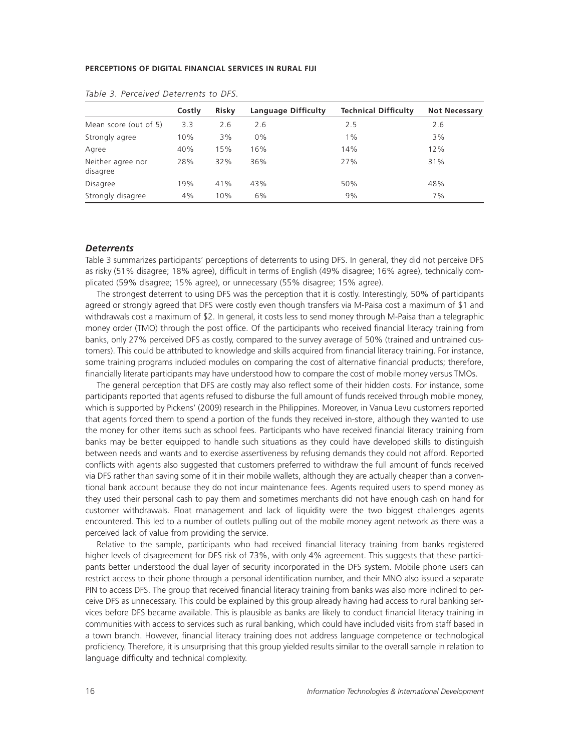*Table 3. Perceived Deterrents to DFS.*

| | Costly | Risky | Language Difficulty | Technical Difficulty | Not Necessary |
|---|---|---|---|---|---|
| Mean score (out of 5) | 3.3 | 2.6 | 2.6 | 2.5 | 2.6 |
| Strongly agree | 10% | 3% | 0% | 1% | 3% |
| Agree | 40% | 15% | 16% | 14% | 12% |
| Neither agree nor disagree | 28% | 32% | 36% | 27% | 31% |
| Disagree | 19% | 41% | 43% | 50% | 48% |
| Strongly disagree | 4% | 10% | 6% | 9% | 7% |

### *Deterrents*

Table 3 summarizes participants' perceptions of deterrents to using DFS. In general, they did not perceive DFS as risky (51% disagree; 18% agree), difficult in terms of English (49% disagree; 16% agree), technically complicated (59% disagree; 15% agree), or unnecessary (55% disagree; 15% agree).

The strongest deterrent to using DFS was the perception that it is costly. Interestingly, 50% of participants agreed or strongly agreed that DFS were costly even though transfers via M-Paisa cost a maximum of $1 and withdrawals cost a maximum of $2. In general, it costs less to send money through M-Paisa than a telegraphic money order (TMO) through the post office. Of the participants who received financial literacy training from banks, only 27% perceived DFS as costly, compared to the survey average of 50% (trained and untrained customers). This could be attributed to knowledge and skills acquired from financial literacy training. For instance, some training programs included modules on comparing the cost of alternative financial products; therefore, financially literate participants may have understood how to compare the cost of mobile money versus TMOs.

The general perception that DFS are costly may also reflect some of their hidden costs. For instance, some participants reported that agents refused to disburse the full amount of funds received through mobile money, which is supported by Pickens' (2009) research in the Philippines. Moreover, in Vanua Levu customers reported that agents forced them to spend a portion of the funds they received in-store, although they wanted to use the money for other items such as school fees. Participants who have received financial literacy training from banks may be better equipped to handle such situations as they could have developed skills to distinguish between needs and wants and to exercise assertiveness by refusing demands they could not afford. Reported conflicts with agents also suggested that customers preferred to withdraw the full amount of funds received via DFS rather than saving some of it in their mobile wallets, although they are actually cheaper than a conventional bank account because they do not incur maintenance fees. Agents required users to spend money as they used their personal cash to pay them and sometimes merchants did not have enough cash on hand for customer withdrawals. Float management and lack of liquidity were the two biggest challenges agents encountered. This led to a number of outlets pulling out of the mobile money agent network as there was a perceived lack of value from providing the service.

Relative to the sample, participants who had received financial literacy training from banks registered higher levels of disagreement for DFS risk of 73%, with only 4% agreement. This suggests that these participants better understood the dual layer of security incorporated in the DFS system. Mobile phone users can restrict access to their phone through a personal identification number, and their MNO also issued a separate PIN to access DFS. The group that received financial literacy training from banks was also more inclined to perceive DFS as unnecessary. This could be explained by this group already having had access to rural banking services before DFS became available. This is plausible as banks are likely to conduct financial literacy training in communities with access to services such as rural banking, which could have included visits from staff based in a town branch. However, financial literacy training does not address language competence or technological proficiency. Therefore, it is unsurprising that this group yielded results similar to the overall sample in relation to language difficulty and technical complexity.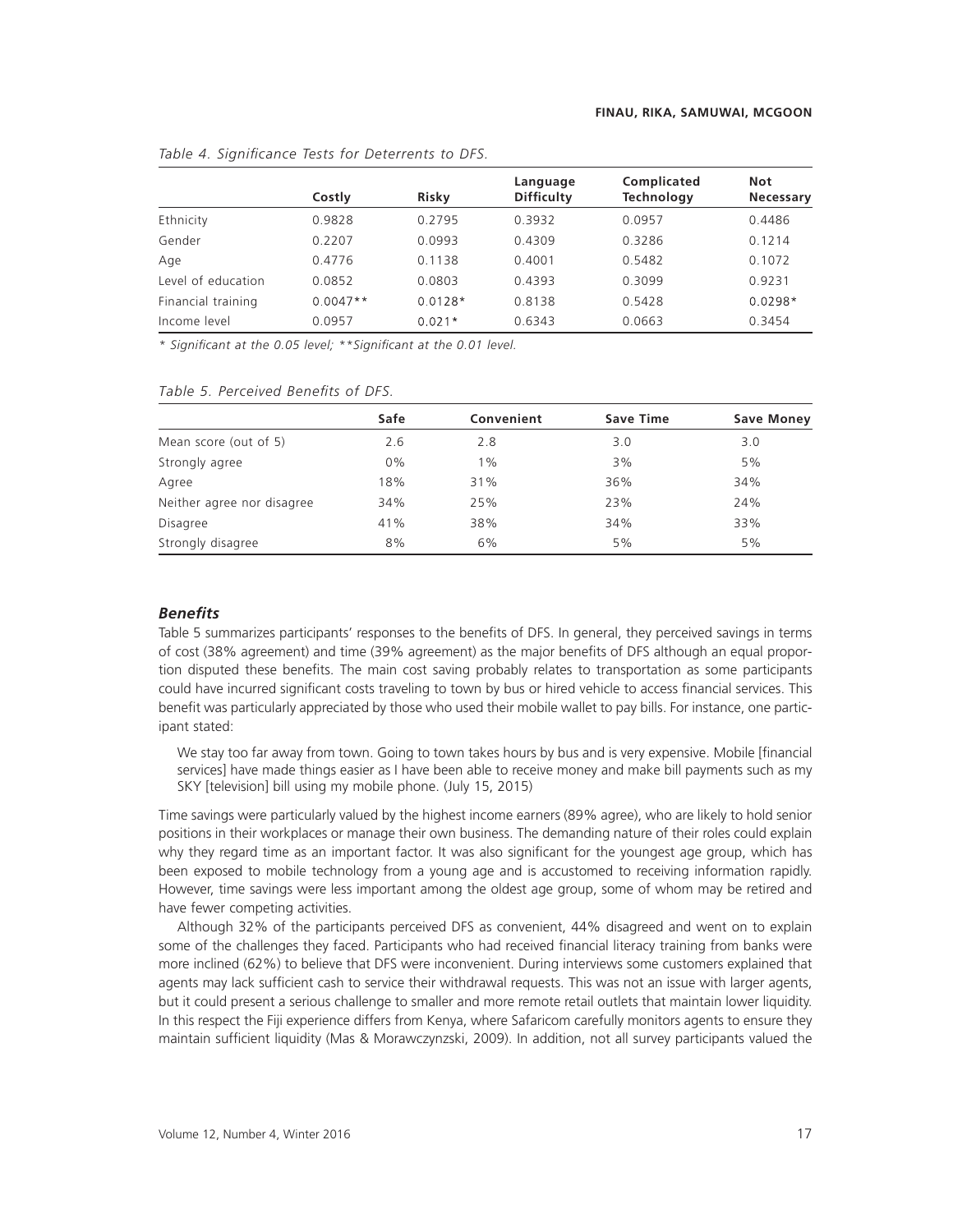*Table 4. Significance Tests for Deterrents to DFS.*

| | Costly | Risky | Language Difficulty | Complicated Technology | Not Necessary |
|---|---|---|---|---|---|
| Ethnicity | 0.9828 | 0.2795 | 0.3932 | 0.0957 | 0.4486 |
| Gender | 0.2207 | 0.0993 | 0.4309 | 0.3286 | 0.1214 |
| Age | 0.4776 | 0.1138 | 0.4001 | 0.5482 | 0.1072 |
| Level of education | 0.0852 | 0.0803 | 0.4393 | 0.3099 | 0.9231 |
| Financial training | 0.0047** | 0.0128* | 0.8138 | 0.5428 | 0.0298* |
| Income level | 0.0957 | 0.021* | 0.6343 | 0.0663 | 0.3454 |

*\* Significant at the 0.05 level; \*\*Significant at the 0.01 level.*

*Table 5. Perceived Benefits of DFS.*

| | Safe | Convenient | Save Time | Save Money |
|---|---|---|---|---|
| Mean score (out of 5) | 2.6 | 2.8 | 3.0 | 3.0 |
| Strongly agree | 0% | 1% | 3% | 5% |
| Agree | 18% | 31% | 36% | 34% |
| Neither agree nor disagree | 34% | 25% | 23% | 24% |
| Disagree | 41% | 38% | 34% | 33% |
| Strongly disagree | 8% | 6% | 5% | 5% |

### *Benefits*

Table 5 summarizes participants' responses to the benefits of DFS. In general, they perceived savings in terms of cost (38% agreement) and time (39% agreement) as the major benefits of DFS although an equal proportion disputed these benefits. The main cost saving probably relates to transportation as some participants could have incurred significant costs traveling to town by bus or hired vehicle to access financial services. This benefit was particularly appreciated by those who used their mobile wallet to pay bills. For instance, one participant stated:

> We stay too far away from town. Going to town takes hours by bus and is very expensive. Mobile [financial services] have made things easier as I have been able to receive money and make bill payments such as my SKY [television] bill using my mobile phone. (July 15, 2015)

Time savings were particularly valued by the highest income earners (89% agree), who are likely to hold senior positions in their workplaces or manage their own business. The demanding nature of their roles could explain why they regard time as an important factor. It was also significant for the youngest age group, which has been exposed to mobile technology from a young age and is accustomed to receiving information rapidly. However, time savings were less important among the oldest age group, some of whom may be retired and have fewer competing activities.

Although 32% of the participants perceived DFS as convenient, 44% disagreed and went on to explain some of the challenges they faced. Participants who had received financial literacy training from banks were more inclined (62%) to believe that DFS were inconvenient. During interviews some customers explained that agents may lack sufficient cash to service their withdrawal requests. This was not an issue with larger agents, but it could present a serious challenge to smaller and more remote retail outlets that maintain lower liquidity. In this respect the Fiji experience differs from Kenya, where Safaricom carefully monitors agents to ensure they maintain sufficient liquidity (Mas & Morawczynzski, 2009). In addition, not all survey participants valued the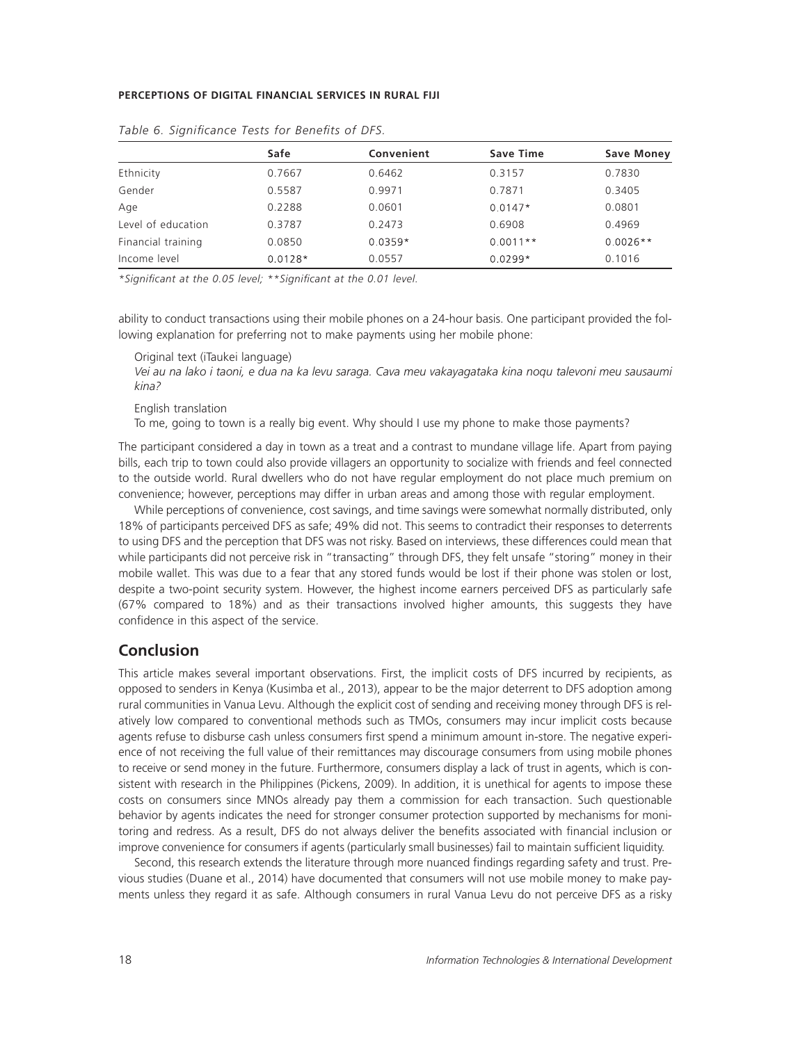*Table 6. Significance Tests for Benefits of DFS.*

| | Safe | Convenient | Save Time | Save Money |
|---|---|---|---|---|
| Ethnicity | 0.7667 | 0.6462 | 0.3157 | 0.7830 |
| Gender | 0.5587 | 0.9971 | 0.7871 | 0.3405 |
| Age | 0.2288 | 0.0601 | 0.0147* | 0.0801 |
| Level of education | 0.3787 | 0.2473 | 0.6908 | 0.4969 |
| Financial training | 0.0850 | 0.0359* | 0.0011** | 0.0026** |
| Income level | 0.0128* | 0.0557 | 0.0299* | 0.1016 |

*\*Significant at the 0.05 level; \*\*Significant at the 0.01 level.*

ability to conduct transactions using their mobile phones on a 24-hour basis. One participant provided the following explanation for preferring not to make payments using her mobile phone:

> Original text (iTaukei language)
>
> *Vei au na lako i taoni, e dua na ka levu saraga. Cava meu vakayagataka kina noqu talevoni meu sausaumi kina?*
>
> English translation
>
> To me, going to town is a really big event. Why should I use my phone to make those payments?

The participant considered a day in town as a treat and a contrast to mundane village life. Apart from paying bills, each trip to town could also provide villagers an opportunity to socialize with friends and feel connected to the outside world. Rural dwellers who do not have regular employment do not place much premium on convenience; however, perceptions may differ in urban areas and among those with regular employment.

While perceptions of convenience, cost savings, and time savings were somewhat normally distributed, only 18% of participants perceived DFS as safe; 49% did not. This seems to contradict their responses to deterrents to using DFS and the perception that DFS was not risky. Based on interviews, these differences could mean that while participants did not perceive risk in "transacting" through DFS, they felt unsafe "storing" money in their mobile wallet. This was due to a fear that any stored funds would be lost if their phone was stolen or lost, despite a two-point security system. However, the highest income earners perceived DFS as particularly safe (67% compared to 18%) and as their transactions involved higher amounts, this suggests they have confidence in this aspect of the service.

## Conclusion

This article makes several important observations. First, the implicit costs of DFS incurred by recipients, as opposed to senders in Kenya (Kusimba et al., 2013), appear to be the major deterrent to DFS adoption among rural communities in Vanua Levu. Although the explicit cost of sending and receiving money through DFS is relatively low compared to conventional methods such as TMOs, consumers may incur implicit costs because agents refuse to disburse cash unless consumers first spend a minimum amount in-store. The negative experience of not receiving the full value of their remittances may discourage consumers from using mobile phones to receive or send money in the future. Furthermore, consumers display a lack of trust in agents, which is consistent with research in the Philippines (Pickens, 2009). In addition, it is unethical for agents to impose these costs on consumers since MNOs already pay them a commission for each transaction. Such questionable behavior by agents indicates the need for stronger consumer protection supported by mechanisms for monitoring and redress. As a result, DFS do not always deliver the benefits associated with financial inclusion or improve convenience for consumers if agents (particularly small businesses) fail to maintain sufficient liquidity.

Second, this research extends the literature through more nuanced findings regarding safety and trust. Previous studies (Duane et al., 2014) have documented that consumers will not use mobile money to make payments unless they regard it as safe. Although consumers in rural Vanua Levu do not perceive DFS as a risky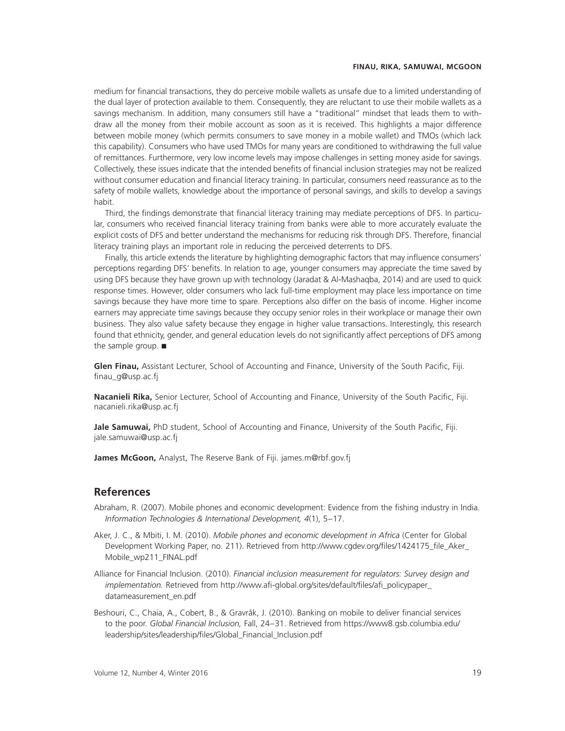medium for financial transactions, they do perceive mobile wallets as unsafe due to a limited understanding of the dual layer of protection available to them. Consequently, they are reluctant to use their mobile wallets as a savings mechanism. In addition, many consumers still have a "traditional" mindset that leads them to withdraw all the money from their mobile account as soon as it is received. This highlights a major difference between mobile money (which permits consumers to save money in a mobile wallet) and TMOs (which lack this capability). Consumers who have used TMOs for many years are conditioned to withdrawing the full value of remittances. Furthermore, very low income levels may impose challenges in setting money aside for savings. Collectively, these issues indicate that the intended benefits of financial inclusion strategies may not be realized without consumer education and financial literacy training. In particular, consumers need reassurance as to the safety of mobile wallets, knowledge about the importance of personal savings, and skills to develop a savings habit.

Third, the findings demonstrate that financial literacy training may mediate perceptions of DFS. In particular, consumers who received financial literacy training from banks were able to more accurately evaluate the explicit costs of DFS and better understand the mechanisms for reducing risk through DFS. Therefore, financial literacy training plays an important role in reducing the perceived deterrents to DFS.

Finally, this article extends the literature by highlighting demographic factors that may influence consumers' perceptions regarding DFS' benefits. In relation to age, younger consumers may appreciate the time saved by using DFS because they have grown up with technology (Jaradat & Al-Mashaqba, 2014) and are used to quick response times. However, older consumers who lack full-time employment may place less importance on time savings because they have more time to spare. Perceptions also differ on the basis of income. Higher income earners may appreciate time savings because they occupy senior roles in their workplace or manage their own business. They also value safety because they engage in higher value transactions. Interestingly, this research found that ethnicity, gender, and general education levels do not significantly affect perceptions of DFS among the sample group. ■

**Glen Finau,** Assistant Lecturer, School of Accounting and Finance, University of the South Pacific, Fiji. finau_g@usp.ac.fj

**Nacanieli Rika,** Senior Lecturer, School of Accounting and Finance, University of the South Pacific, Fiji. nacanieli.rika@usp.ac.fj

**Jale Samuwai,** PhD student, School of Accounting and Finance, University of the South Pacific, Fiji. jale.samuwai@usp.ac.fj

**James McGoon,** Analyst, The Reserve Bank of Fiji. james.m@rbf.gov.fj

## References

Abraham, R. (2007). Mobile phones and economic development: Evidence from the fishing industry in India. *Information Technologies & International Development, 4*(1), 5–17.

Aker, J. C., & Mbiti, I. M. (2010). *Mobile phones and economic development in Africa* (Center for Global Development Working Paper, no. 211). Retrieved from http://www.cgdev.org/files/1424175_file_Aker_Mobile_wp211_FINAL.pdf

Alliance for Financial Inclusion. (2010). *Financial inclusion measurement for regulators: Survey design and implementation.* Retrieved from http://www.afi-global.org/sites/default/files/afi_policypaper_datameasurement_en.pdf

Beshouri, C., Chaia, A., Cobert, B., & Gravråk, J. (2010). Banking on mobile to deliver financial services to the poor. *Global Financial Inclusion,* Fall, 24–31. Retrieved from https://www8.gsb.columbia.edu/leadership/sites/leadership/files/Global_Financial_Inclusion.pdf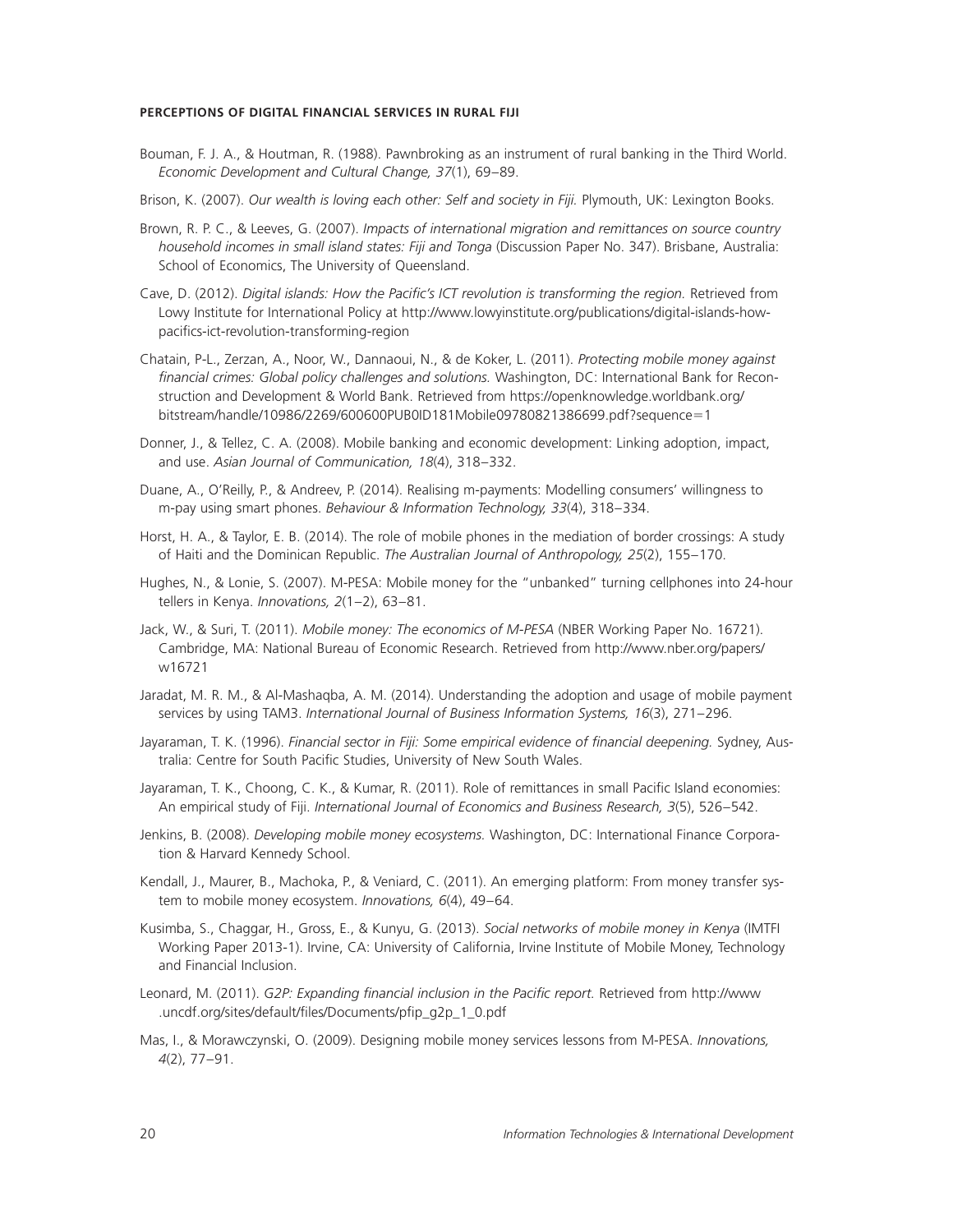Bouman, F. J. A., & Houtman, R. (1988). Pawnbroking as an instrument of rural banking in the Third World. *Economic Development and Cultural Change, 37*(1), 69–89.

Brison, K. (2007). *Our wealth is loving each other: Self and society in Fiji.* Plymouth, UK: Lexington Books.

Brown, R. P. C., & Leeves, G. (2007). *Impacts of international migration and remittances on source country household incomes in small island states: Fiji and Tonga* (Discussion Paper No. 347). Brisbane, Australia: School of Economics, The University of Queensland.

Cave, D. (2012). *Digital islands: How the Pacific's ICT revolution is transforming the region.* Retrieved from Lowy Institute for International Policy at http://www.lowyinstitute.org/publications/digital-islands-how-pacifics-ict-revolution-transforming-region

Chatain, P-L., Zerzan, A., Noor, W., Dannaoui, N., & de Koker, L. (2011). *Protecting mobile money against financial crimes: Global policy challenges and solutions.* Washington, DC: International Bank for Reconstruction and Development & World Bank. Retrieved from https://openknowledge.worldbank.org/bitstream/handle/10986/2269/600600PUB0ID181Mobile09780821386699.pdf?sequence=1

Donner, J., & Tellez, C. A. (2008). Mobile banking and economic development: Linking adoption, impact, and use. *Asian Journal of Communication, 18*(4), 318–332.

Duane, A., O'Reilly, P., & Andreev, P. (2014). Realising m-payments: Modelling consumers' willingness to m-pay using smart phones. *Behaviour & Information Technology, 33*(4), 318–334.

Horst, H. A., & Taylor, E. B. (2014). The role of mobile phones in the mediation of border crossings: A study of Haiti and the Dominican Republic. *The Australian Journal of Anthropology, 25*(2), 155–170.

Hughes, N., & Lonie, S. (2007). M-PESA: Mobile money for the "unbanked" turning cellphones into 24-hour tellers in Kenya. *Innovations, 2*(1–2), 63–81.

Jack, W., & Suri, T. (2011). *Mobile money: The economics of M-PESA* (NBER Working Paper No. 16721). Cambridge, MA: National Bureau of Economic Research. Retrieved from http://www.nber.org/papers/w16721

Jaradat, M. R. M., & Al-Mashaqba, A. M. (2014). Understanding the adoption and usage of mobile payment services by using TAM3. *International Journal of Business Information Systems, 16*(3), 271–296.

Jayaraman, T. K. (1996). *Financial sector in Fiji: Some empirical evidence of financial deepening.* Sydney, Australia: Centre for South Pacific Studies, University of New South Wales.

Jayaraman, T. K., Choong, C. K., & Kumar, R. (2011). Role of remittances in small Pacific Island economies: An empirical study of Fiji. *International Journal of Economics and Business Research, 3*(5), 526–542.

Jenkins, B. (2008). *Developing mobile money ecosystems.* Washington, DC: International Finance Corporation & Harvard Kennedy School.

Kendall, J., Maurer, B., Machoka, P., & Veniard, C. (2011). An emerging platform: From money transfer system to mobile money ecosystem. *Innovations, 6*(4), 49–64.

Kusimba, S., Chaggar, H., Gross, E., & Kunyu, G. (2013). *Social networks of mobile money in Kenya* (IMTFI Working Paper 2013-1). Irvine, CA: University of California, Irvine Institute of Mobile Money, Technology and Financial Inclusion.

Leonard, M. (2011). *G2P: Expanding financial inclusion in the Pacific report.* Retrieved from http://www.uncdf.org/sites/default/files/Documents/pfip_g2p_1_0.pdf

Mas, I., & Morawczynski, O. (2009). Designing mobile money services lessons from M-PESA. *Innovations, 4*(2), 77–91.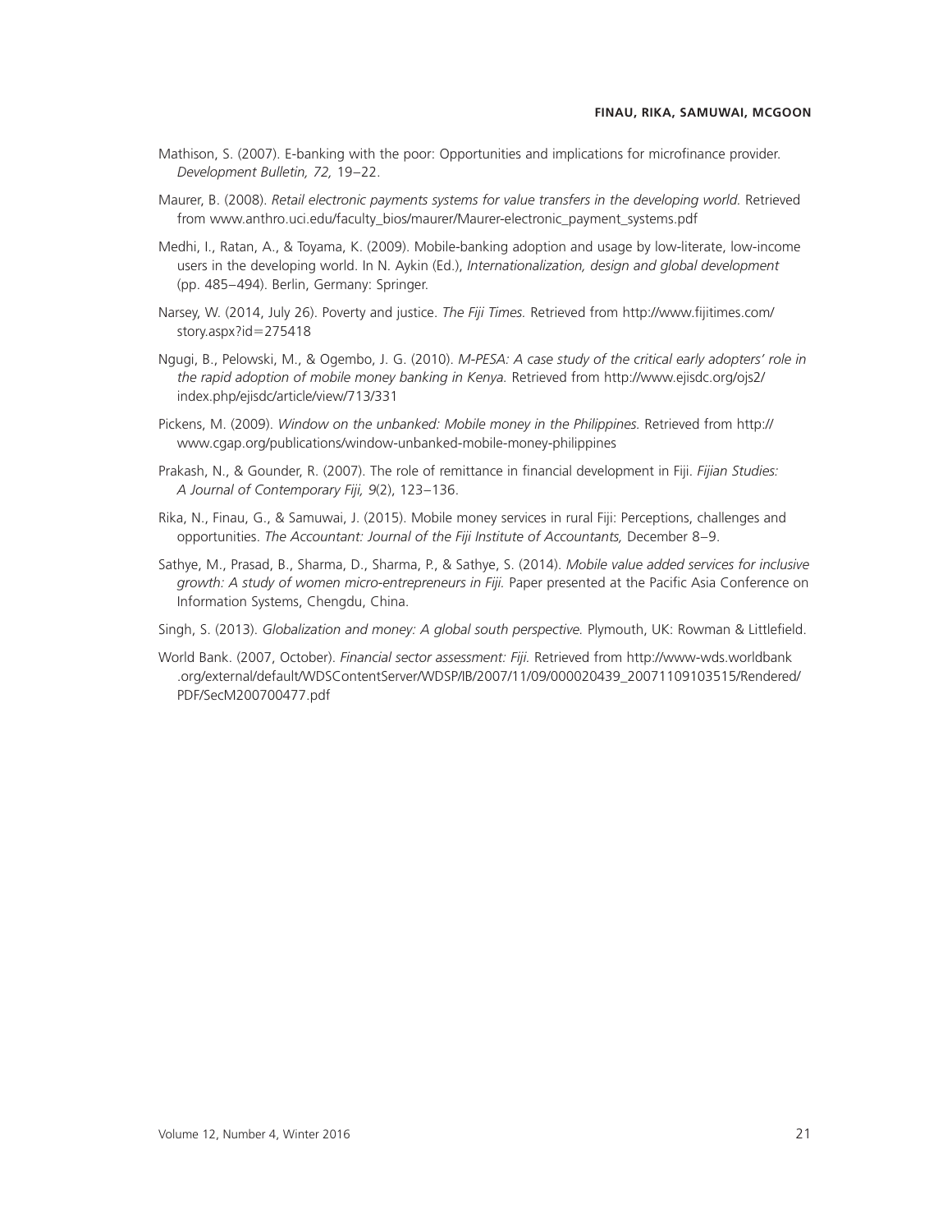Mathison, S. (2007). E-banking with the poor: Opportunities and implications for microfinance provider. *Development Bulletin, 72,* 19–22.

Maurer, B. (2008). *Retail electronic payments systems for value transfers in the developing world.* Retrieved from www.anthro.uci.edu/faculty_bios/maurer/Maurer-electronic_payment_systems.pdf

Medhi, I., Ratan, A., & Toyama, K. (2009). Mobile-banking adoption and usage by low-literate, low-income users in the developing world. In N. Aykin (Ed.), *Internationalization, design and global development* (pp. 485–494). Berlin, Germany: Springer.

Narsey, W. (2014, July 26). Poverty and justice. *The Fiji Times.* Retrieved from http://www.fijitimes.com/story.aspx?id=275418

Ngugi, B., Pelowski, M., & Ogembo, J. G. (2010). *M-PESA: A case study of the critical early adopters' role in the rapid adoption of mobile money banking in Kenya.* Retrieved from http://www.ejisdc.org/ojs2/index.php/ejisdc/article/view/713/331

Pickens, M. (2009). *Window on the unbanked: Mobile money in the Philippines.* Retrieved from http://www.cgap.org/publications/window-unbanked-mobile-money-philippines

Prakash, N., & Gounder, R. (2007). The role of remittance in financial development in Fiji. *Fijian Studies: A Journal of Contemporary Fiji, 9*(2), 123–136.

Rika, N., Finau, G., & Samuwai, J. (2015). Mobile money services in rural Fiji: Perceptions, challenges and opportunities. *The Accountant: Journal of the Fiji Institute of Accountants,* December 8–9.

Sathye, M., Prasad, B., Sharma, D., Sharma, P., & Sathye, S. (2014). *Mobile value added services for inclusive growth: A study of women micro-entrepreneurs in Fiji.* Paper presented at the Pacific Asia Conference on Information Systems, Chengdu, China.

Singh, S. (2013). *Globalization and money: A global south perspective.* Plymouth, UK: Rowman & Littlefield.

World Bank. (2007, October). *Financial sector assessment: Fiji.* Retrieved from http://www-wds.worldbank.org/external/default/WDSContentServer/WDSP/IB/2007/11/09/000020439_20071109103515/Rendered/PDF/SecM200700477.pdf